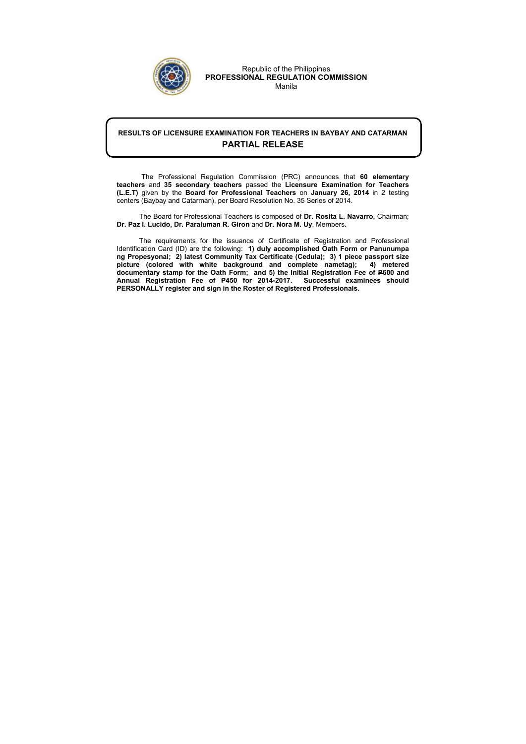Republic of the Philippines
**PROFESSIONAL REGULATION COMMISSION**
Manila

## RESULTS OF LICENSURE EXAMINATION FOR TEACHERS IN BAYBAY AND CATARMAN
## PARTIAL RELEASE

The Professional Regulation Commission (PRC) announces that **60 elementary teachers** and **35 secondary teachers** passed the **Licensure Examination for Teachers (L.E.T)** given by the **Board for Professional Teachers** on **January 26, 2014** in 2 testing centers (Baybay and Catarman), per Board Resolution No. 35 Series of 2014.

The Board for Professional Teachers is composed of **Dr. Rosita L. Navarro,** Chairman; **Dr. Paz I. Lucido, Dr. Paraluman R. Giron** and **Dr. Nora M. Uy**, Members**.**

The requirements for the issuance of Certificate of Registration and Professional Identification Card (ID) are the following: **1) duly accomplished Oath Form or Panunumpa ng Propesyonal; 2) latest Community Tax Certificate (Cedula); 3) 1 piece passport size picture (colored with white background and complete nametag); 4) metered documentary stamp for the Oath Form; and 5) the Initial Registration Fee of ₱600 and Annual Registration Fee of ₱450 for 2014-2017. Successful examinees should PERSONALLY register and sign in the Roster of Registered Professionals.**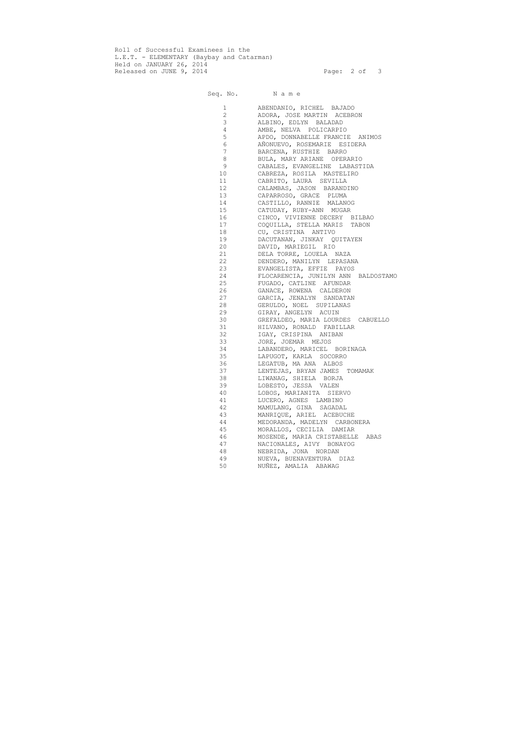Roll of Successful Examinees in the
L.E.T. - ELEMENTARY (Baybay and Catarman)
Held on JANUARY 26, 2014
Released on JUNE 9, 2014

| Seq. No. | Name |
|---|---|
| 1 | ABENDANIO, RICHEL BAJADO |
| 2 | ADORA, JOSE MARTIN ACEBRON |
| 3 | ALBINO, EDLYN BALADAD |
| 4 | AMBE, NELVA POLICARPIO |
| 5 | APDO, DONNABELLE FRANCIE ANIMOS |
| 6 | AÑONUEVO, ROSEMARIE ESIDERA |
| 7 | BARCENA, RUSTHIE BARRO |
| 8 | BULA, MARY ARIANE OPERARIO |
| 9 | CABALES, EVANGELINE LABASTIDA |
| 10 | CABREZA, ROSILA MASTELIRO |
| 11 | CABRITO, LAURA SEVILLA |
| 12 | CALAMBAS, JASON BARANDINO |
| 13 | CAPARROSO, GRACE PLUMA |
| 14 | CASTILLO, RANNIE MALANOG |
| 15 | CATUDAY, RUBY-ANN MUGAR |
| 16 | CINCO, VIVIENNE DECERY BILBAO |
| 17 | COQUILLA, STELLA MARIS TABON |
| 18 | CU, CRISTINA ANTIVO |
| 19 | DACUTANAN, JINKAY QUITAYEN |
| 20 | DAVID, MARIEGIL RIO |
| 21 | DELA TORRE, LOUELA NAZA |
| 22 | DENDERO, MANILYN LEPASANA |
| 23 | EVANGELISTA, EFFIE PAYOS |
| 24 | FLOCARENCIA, JUNILYN ANN BALDOSTAMO |
| 25 | FUGADO, CATLINE AFUNDAR |
| 26 | GANACE, ROWENA CALDERON |
| 27 | GARCIA, JENALYN SANDATAN |
| 28 | GERULDO, NOEL SUPILANAS |
| 29 | GIRAY, ANGELYN ACUIN |
| 30 | GREFALDEO, MARIA LOURDES CABUELLO |
| 31 | HILVANO, RONALD FABILLAR |
| 32 | IGAY, CRISPINA ANIBAN |
| 33 | JORE, JOEMAR MEJOS |
| 34 | LABANDERO, MARICEL BORINAGA |
| 35 | LAPUGOT, KARLA SOCORRO |
| 36 | LEGATUB, MA ANA ALBOS |
| 37 | LENTEJAS, BRYAN JAMES TOMAMAK |
| 38 | LIWANAG, SHIELA BORJA |
| 39 | LOBESTO, JESSA VALEN |
| 40 | LOBOS, MARIANITA SIERVO |
| 41 | LUCERO, AGNES LAMBINO |
| 42 | MAMULANG, GINA SAGADAL |
| 43 | MANRIQUE, ARIEL ACEBUCHE |
| 44 | MEDORANDA, MADELYN CARBONERA |
| 45 | MORALLOS, CECILIA DAMIAR |
| 46 | MOSENDE, MARIA CRISTABELLE ABAS |
| 47 | NACIONALES, AIVY BONAYOG |
| 48 | NEBRIDA, JONA NORDAN |
| 49 | NUEVA, BUENAVENTURA DIAZ |
| 50 | NUÑEZ, AMALIA ABAWAG |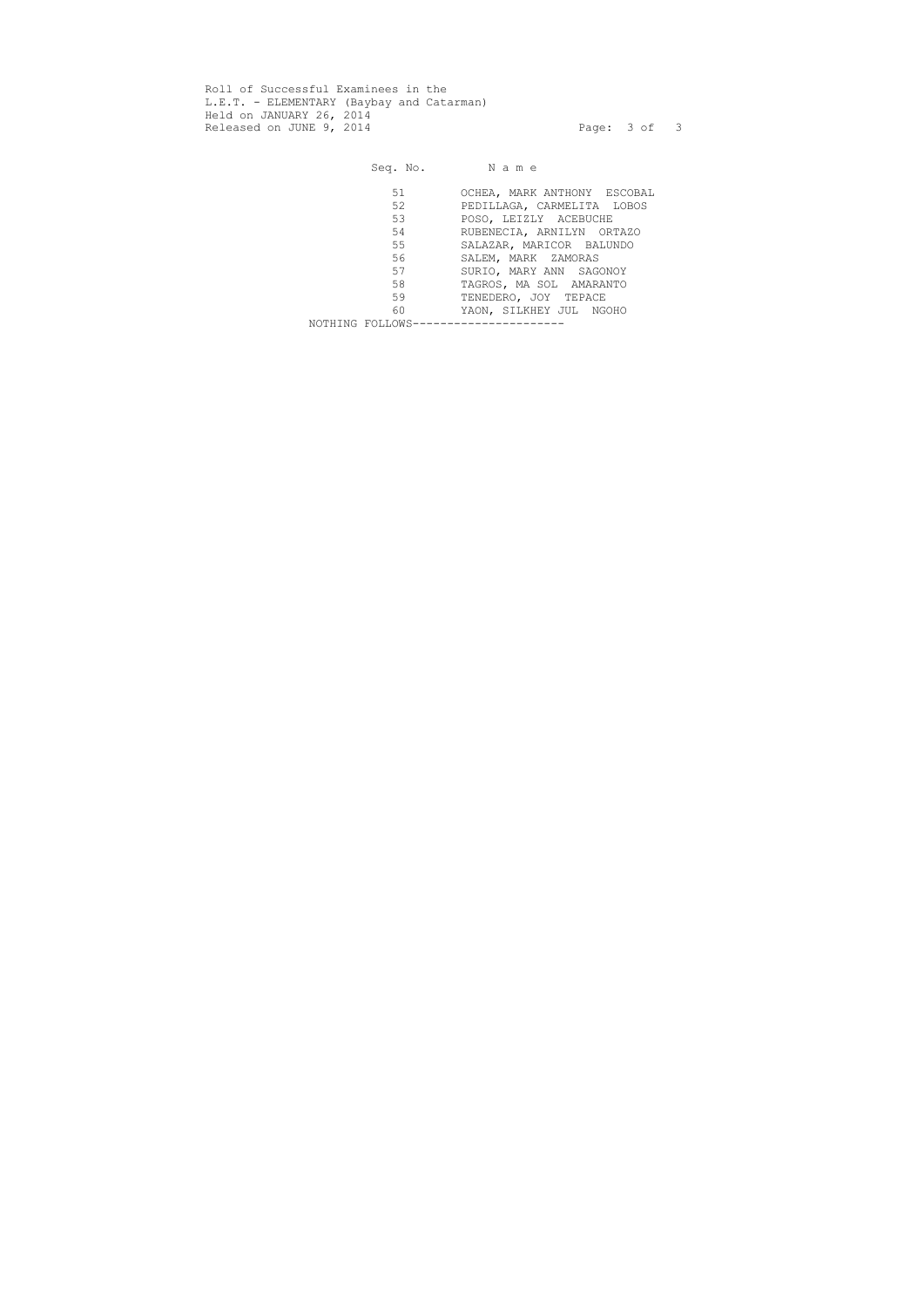Roll of Successful Examinees in the
L.E.T. - ELEMENTARY (Baybay and Catarman)
Held on JANUARY 26, 2014
Released on JUNE 9, 2014

| Seq. No. | N a m e |
|---|---|
| 51 | OCHEA, MARK ANTHONY ESCOBAL |
| 52 | PEDILLAGA, CARMELITA LOBOS |
| 53 | POSO, LEIZLY ACEBUCHE |
| 54 | RUBENECIA, ARNILYN ORTAZO |
| 55 | SALAZAR, MARICOR BALUNDO |
| 56 | SALEM, MARK ZAMORAS |
| 57 | SURIO, MARY ANN SAGONOY |
| 58 | TAGROS, MA SOL AMARANTO |
| 59 | TENEDERO, JOY TEPACE |
| 60 | YAON, SILKHEY JUL NGOHO |

NOTHING FOLLOWS---------------------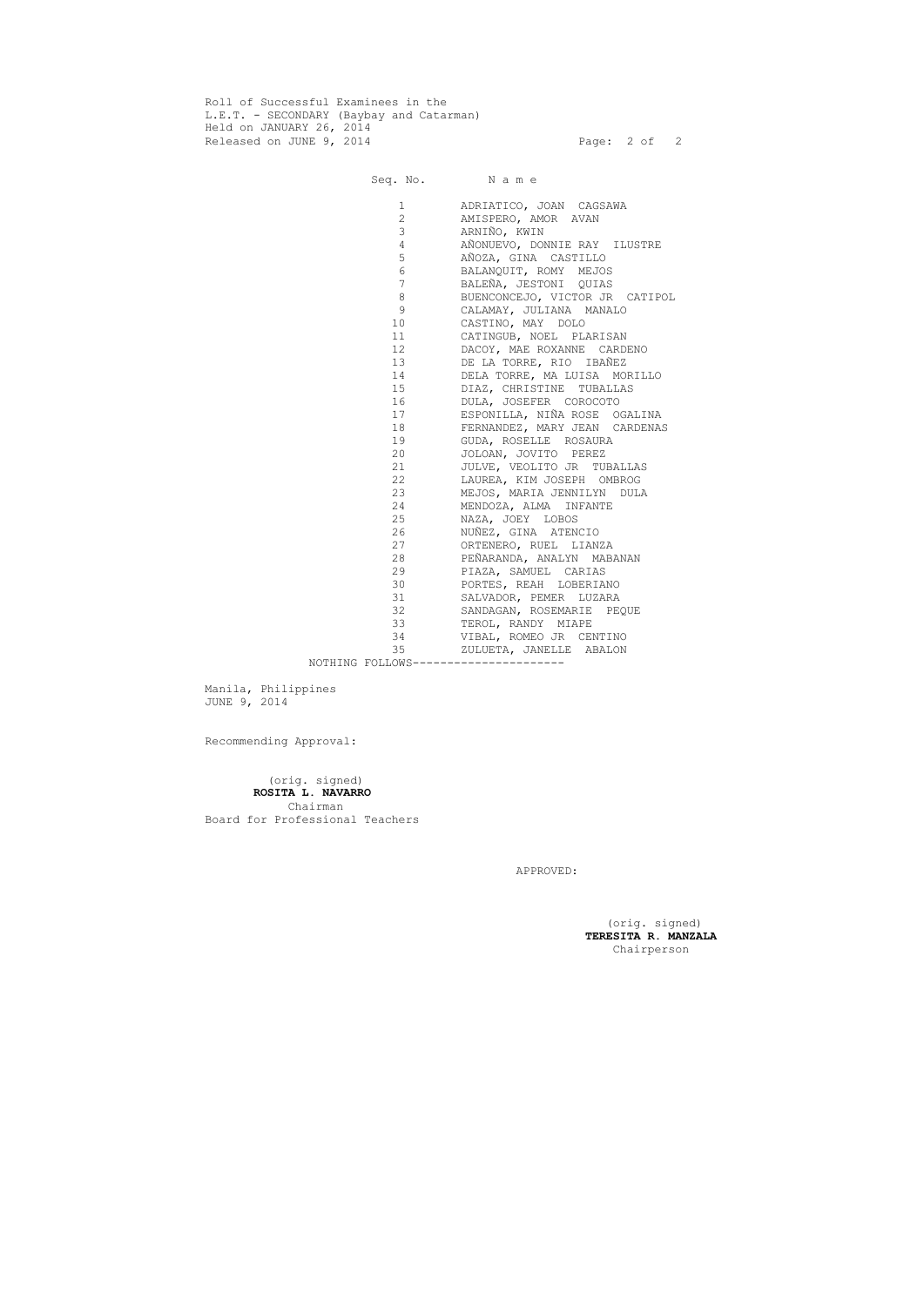Roll of Successful Examinees in the
L.E.T. - SECONDARY (Baybay and Catarman)
Held on JANUARY 26, 2014
Released on JUNE 9, 2014

| Seq. No. | N a m e |
|---|---|
| 1 | ADRIATICO, JOAN CAGSAWA |
| 2 | AMISPERO, AMOR AVAN |
| 3 | ARNIÑO, KWIN |
| 4 | AÑONUEVO, DONNIE RAY ILUSTRE |
| 5 | AÑOZA, GINA CASTILLO |
| 6 | BALANQUIT, ROMY MEJOS |
| 7 | BALEÑA, JESTONI QUIAS |
| 8 | BUENCONCEJO, VICTOR JR CATIPOL |
| 9 | CALAMAY, JULIANA MANALO |
| 10 | CASTINO, MAY DOLO |
| 11 | CATINGUB, NOEL PLARISAN |
| 12 | DACOY, MAE ROXANNE CARDENO |
| 13 | DE LA TORRE, RIO IBAÑEZ |
| 14 | DELA TORRE, MA LUISA MORILLO |
| 15 | DIAZ, CHRISTINE TUBALLAS |
| 16 | DULA, JOSEFER COROCOTO |
| 17 | ESPONILLA, NIÑA ROSE OGALINA |
| 18 | FERNANDEZ, MARY JEAN CARDENAS |
| 19 | GUDA, ROSELLE ROSAURA |
| 20 | JOLOAN, JOVITO PEREZ |
| 21 | JULVE, VEOLITO JR TUBALLAS |
| 22 | LAUREA, KIM JOSEPH OMBROG |
| 23 | MEJOS, MARIA JENNILYN DULA |
| 24 | MENDOZA, ALMA INFANTE |
| 25 | NAZA, JOEY LOBOS |
| 26 | NUÑEZ, GINA ATENCIO |
| 27 | ORTENERO, RUEL LIANZA |
| 28 | PEÑARANDA, ANALYN MABANAN |
| 29 | PIAZA, SAMUEL CARIAS |
| 30 | PORTES, REAH LOBERIANO |
| 31 | SALVADOR, PEMER LUZARA |
| 32 | SANDAGAN, ROSEMARIE PEQUE |
| 33 | TEROL, RANDY MIAPE |
| 34 | VIBAL, ROMEO JR CENTINO |
| 35 | ZULUETA, JANELLE ABALON |

NOTHING FOLLOWS----------------------

Manila, Philippines
JUNE 9, 2014

Recommending Approval:

(orig. signed)
**ROSITA L. NAVARRO**
Chairman
Board for Professional Teachers

APPROVED:

(orig. signed)
**TERESITA R. MANZALA**
Chairperson